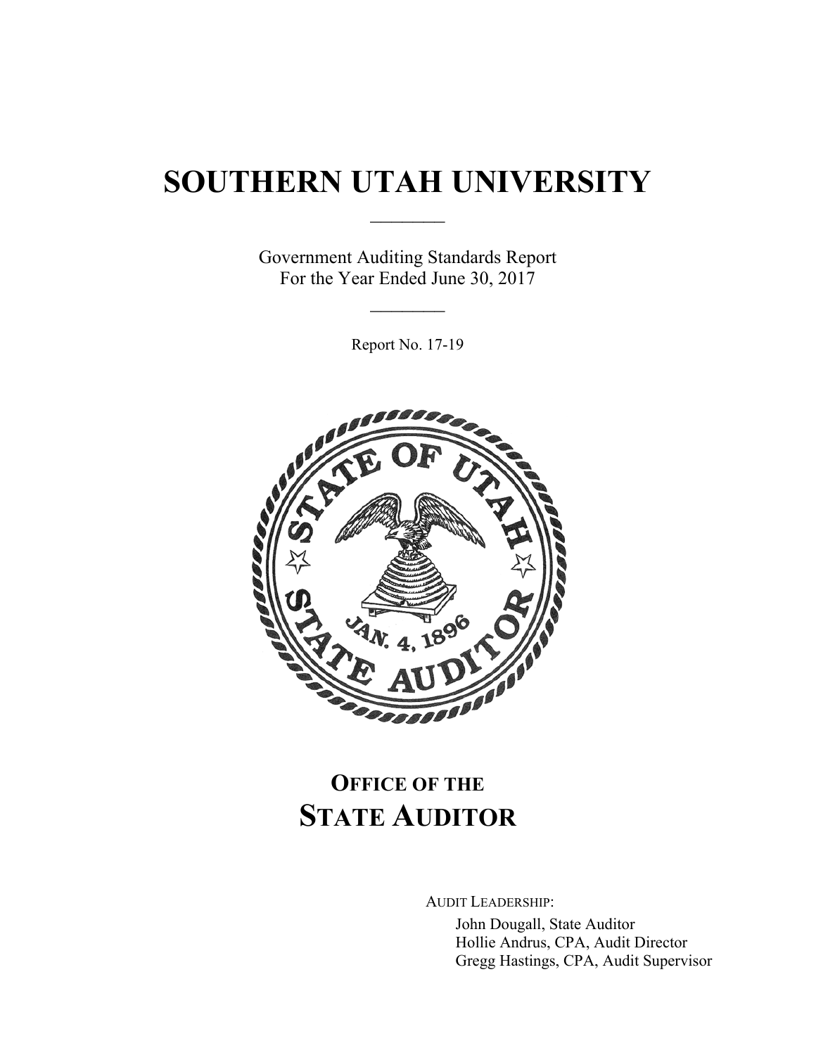# SOUTHERN UTAH UNIVERSITY

Government Auditing Standards Report
For the Year Ended June 30, 2017

Report No. 17-19

## OFFICE OF THE STATE AUDITOR

AUDIT LEADERSHIP:

John Dougall, State Auditor
Hollie Andrus, CPA, Audit Director
Gregg Hastings, CPA, Audit Supervisor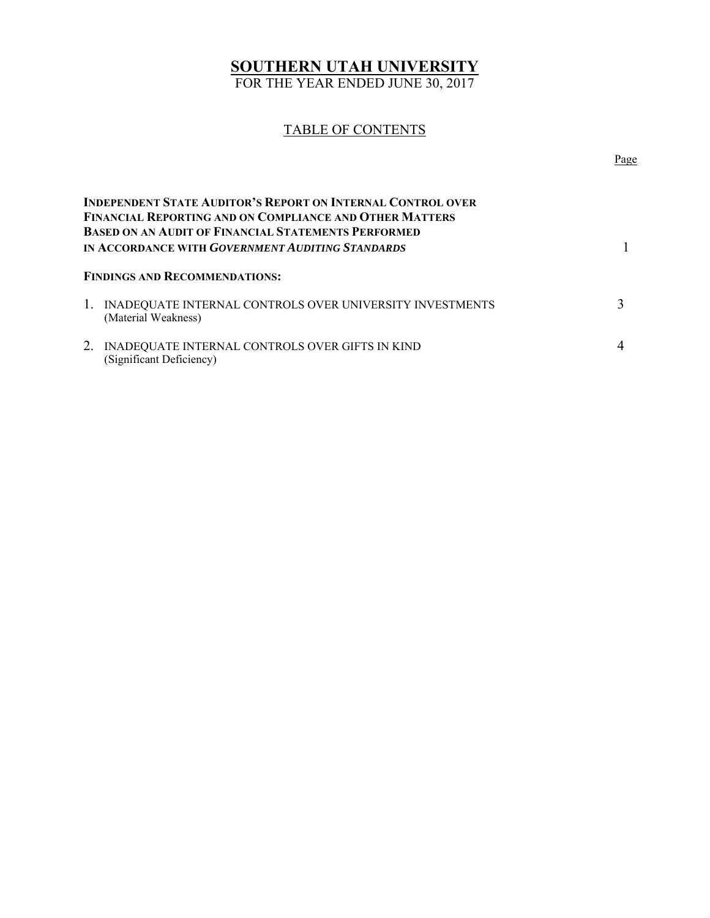# SOUTHERN UTAH UNIVERSITY

FOR THE YEAR ENDED JUNE 30, 2017

## TABLE OF CONTENTS

| | Page |
|---|---|
| **INDEPENDENT STATE AUDITOR'S REPORT ON INTERNAL CONTROL OVER FINANCIAL REPORTING AND ON COMPLIANCE AND OTHER MATTERS BASED ON AN AUDIT OF FINANCIAL STATEMENTS PERFORMED IN ACCORDANCE WITH *GOVERNMENT AUDITING STANDARDS*** | 1 |
| **FINDINGS AND RECOMMENDATIONS:** | |
| 1. INADEQUATE INTERNAL CONTROLS OVER UNIVERSITY INVESTMENTS (Material Weakness) | 3 |
| 2. INADEQUATE INTERNAL CONTROLS OVER GIFTS IN KIND (Significant Deficiency) | 4 |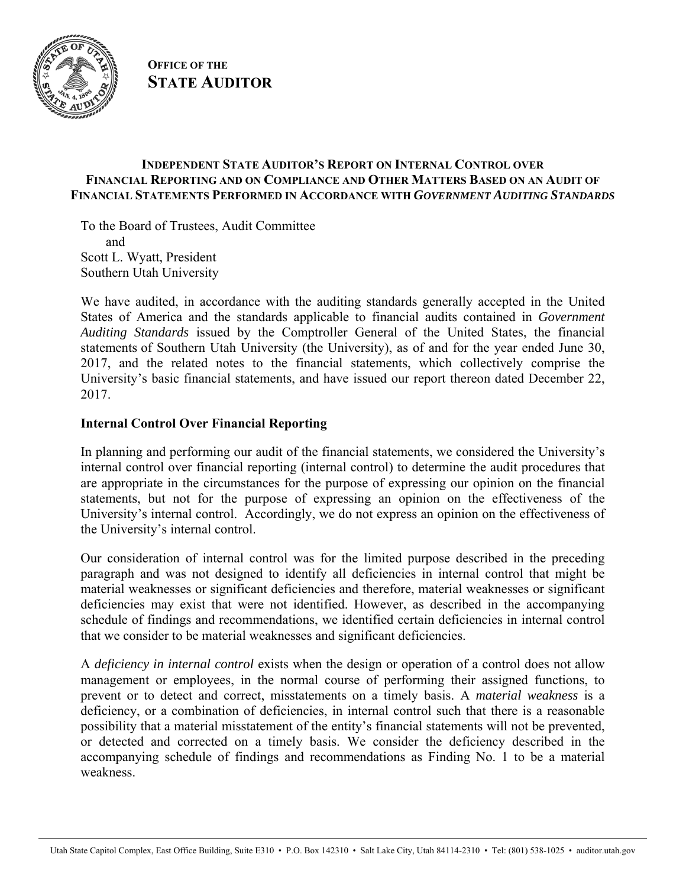**OFFICE OF THE**
**STATE AUDITOR**

# INDEPENDENT STATE AUDITOR'S REPORT ON INTERNAL CONTROL OVER FINANCIAL REPORTING AND ON COMPLIANCE AND OTHER MATTERS BASED ON AN AUDIT OF FINANCIAL STATEMENTS PERFORMED IN ACCORDANCE WITH *GOVERNMENT AUDITING STANDARDS*

To the Board of Trustees, Audit Committee
and
Scott L. Wyatt, President
Southern Utah University

We have audited, in accordance with the auditing standards generally accepted in the United States of America and the standards applicable to financial audits contained in *Government Auditing Standards* issued by the Comptroller General of the United States, the financial statements of Southern Utah University (the University), as of and for the year ended June 30, 2017, and the related notes to the financial statements, which collectively comprise the University's basic financial statements, and have issued our report thereon dated December 22, 2017.

## Internal Control Over Financial Reporting

In planning and performing our audit of the financial statements, we considered the University's internal control over financial reporting (internal control) to determine the audit procedures that are appropriate in the circumstances for the purpose of expressing our opinion on the financial statements, but not for the purpose of expressing an opinion on the effectiveness of the University's internal control. Accordingly, we do not express an opinion on the effectiveness of the University's internal control.

Our consideration of internal control was for the limited purpose described in the preceding paragraph and was not designed to identify all deficiencies in internal control that might be material weaknesses or significant deficiencies and therefore, material weaknesses or significant deficiencies may exist that were not identified. However, as described in the accompanying schedule of findings and recommendations, we identified certain deficiencies in internal control that we consider to be material weaknesses and significant deficiencies.

A *deficiency in internal control* exists when the design or operation of a control does not allow management or employees, in the normal course of performing their assigned functions, to prevent or to detect and correct, misstatements on a timely basis. A *material weakness* is a deficiency, or a combination of deficiencies, in internal control such that there is a reasonable possibility that a material misstatement of the entity's financial statements will not be prevented, or detected and corrected on a timely basis. We consider the deficiency described in the accompanying schedule of findings and recommendations as Finding No. 1 to be a material weakness.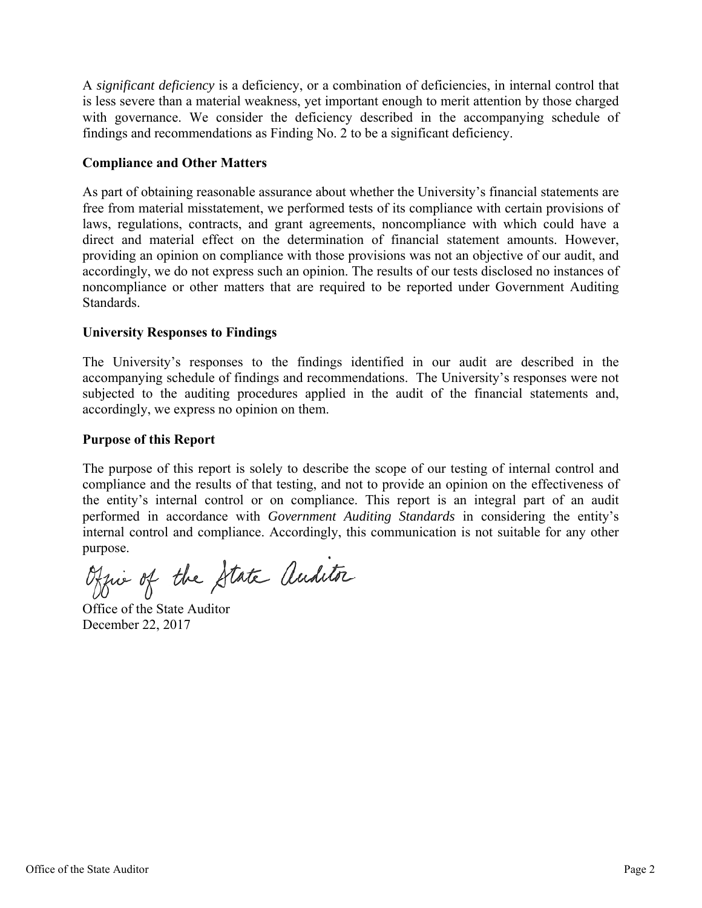A *significant deficiency* is a deficiency, or a combination of deficiencies, in internal control that is less severe than a material weakness, yet important enough to merit attention by those charged with governance. We consider the deficiency described in the accompanying schedule of findings and recommendations as Finding No. 2 to be a significant deficiency.

**Compliance and Other Matters**

As part of obtaining reasonable assurance about whether the University's financial statements are free from material misstatement, we performed tests of its compliance with certain provisions of laws, regulations, contracts, and grant agreements, noncompliance with which could have a direct and material effect on the determination of financial statement amounts. However, providing an opinion on compliance with those provisions was not an objective of our audit, and accordingly, we do not express such an opinion. The results of our tests disclosed no instances of noncompliance or other matters that are required to be reported under Government Auditing Standards.

**University Responses to Findings**

The University's responses to the findings identified in our audit are described in the accompanying schedule of findings and recommendations. The University's responses were not subjected to the auditing procedures applied in the audit of the financial statements and, accordingly, we express no opinion on them.

**Purpose of this Report**

The purpose of this report is solely to describe the scope of our testing of internal control and compliance and the results of that testing, and not to provide an opinion on the effectiveness of the entity's internal control or on compliance. This report is an integral part of an audit performed in accordance with *Government Auditing Standards* in considering the entity's internal control and compliance. Accordingly, this communication is not suitable for any other purpose.

Office of the State Auditor

Office of the State Auditor
December 22, 2017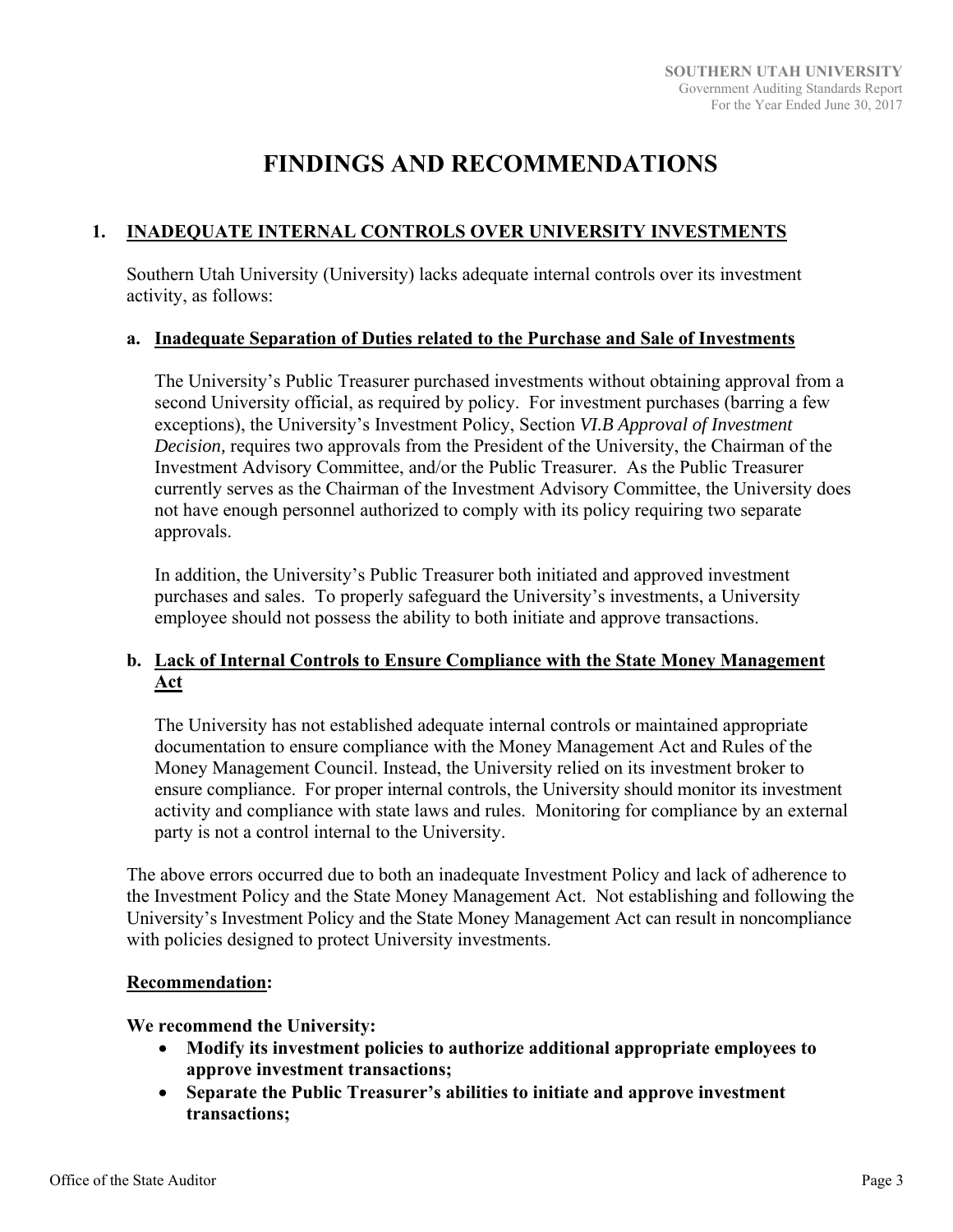# FINDINGS AND RECOMMENDATIONS

## 1. INADEQUATE INTERNAL CONTROLS OVER UNIVERSITY INVESTMENTS

Southern Utah University (University) lacks adequate internal controls over its investment activity, as follows:

### a. Inadequate Separation of Duties related to the Purchase and Sale of Investments

The University's Public Treasurer purchased investments without obtaining approval from a second University official, as required by policy. For investment purchases (barring a few exceptions), the University's Investment Policy, Section *VI.B Approval of Investment Decision,* requires two approvals from the President of the University, the Chairman of the Investment Advisory Committee, and/or the Public Treasurer. As the Public Treasurer currently serves as the Chairman of the Investment Advisory Committee, the University does not have enough personnel authorized to comply with its policy requiring two separate approvals.

In addition, the University's Public Treasurer both initiated and approved investment purchases and sales. To properly safeguard the University's investments, a University employee should not possess the ability to both initiate and approve transactions.

### b. Lack of Internal Controls to Ensure Compliance with the State Money Management Act

The University has not established adequate internal controls or maintained appropriate documentation to ensure compliance with the Money Management Act and Rules of the Money Management Council. Instead, the University relied on its investment broker to ensure compliance. For proper internal controls, the University should monitor its investment activity and compliance with state laws and rules. Monitoring for compliance by an external party is not a control internal to the University.

The above errors occurred due to both an inadequate Investment Policy and lack of adherence to the Investment Policy and the State Money Management Act. Not establishing and following the University's Investment Policy and the State Money Management Act can result in noncompliance with policies designed to protect University investments.

**Recommendation:**

**We recommend the University:**

- **Modify its investment policies to authorize additional appropriate employees to approve investment transactions;**
- **Separate the Public Treasurer's abilities to initiate and approve investment transactions;**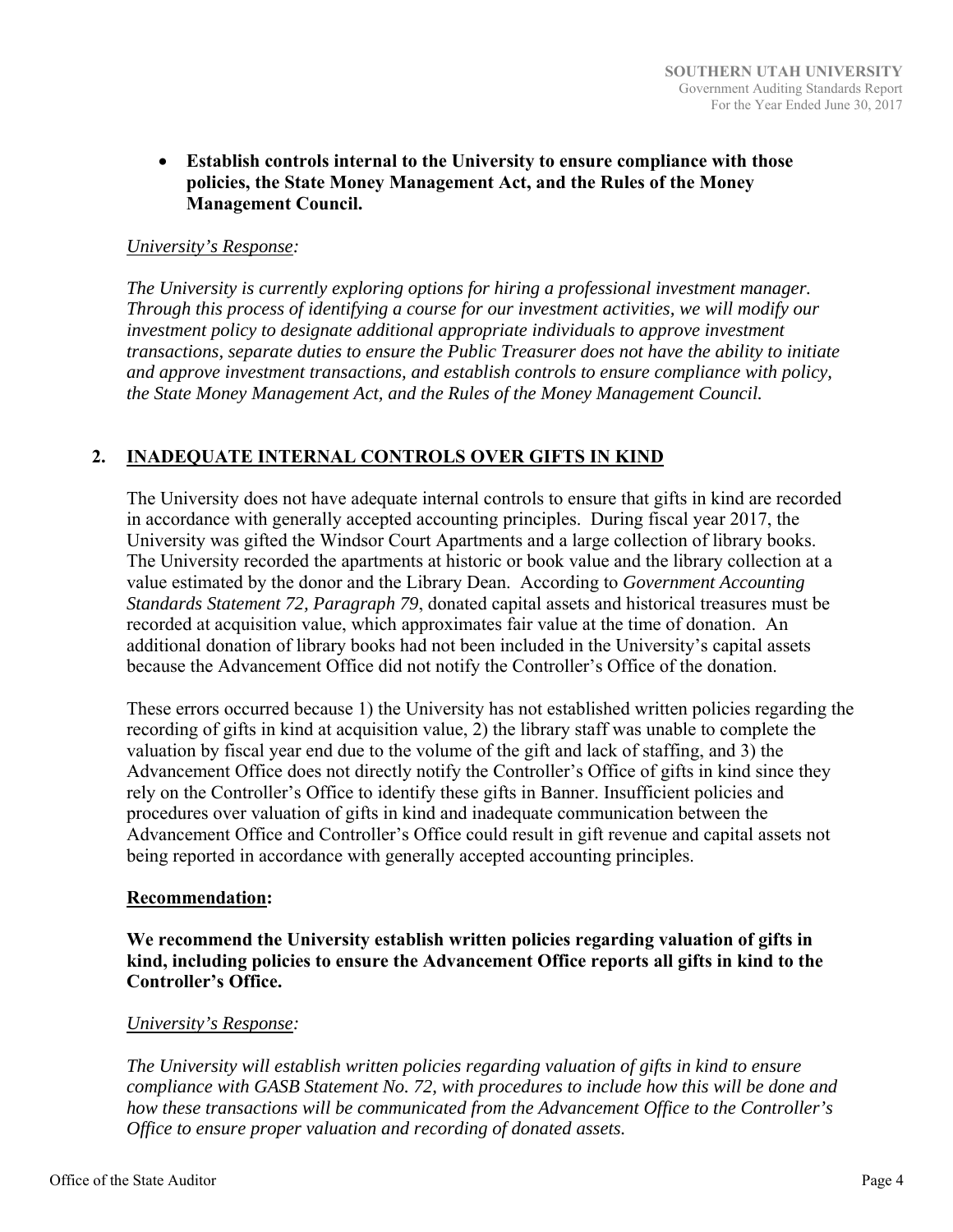- **Establish controls internal to the University to ensure compliance with those policies, the State Money Management Act, and the Rules of the Money Management Council.**

*University's Response:*

*The University is currently exploring options for hiring a professional investment manager. Through this process of identifying a course for our investment activities, we will modify our investment policy to designate additional appropriate individuals to approve investment transactions, separate duties to ensure the Public Treasurer does not have the ability to initiate and approve investment transactions, and establish controls to ensure compliance with policy, the State Money Management Act, and the Rules of the Money Management Council.*

## 2. INADEQUATE INTERNAL CONTROLS OVER GIFTS IN KIND

The University does not have adequate internal controls to ensure that gifts in kind are recorded in accordance with generally accepted accounting principles. During fiscal year 2017, the University was gifted the Windsor Court Apartments and a large collection of library books. The University recorded the apartments at historic or book value and the library collection at a value estimated by the donor and the Library Dean. According to *Government Accounting Standards Statement 72, Paragraph 79*, donated capital assets and historical treasures must be recorded at acquisition value, which approximates fair value at the time of donation. An additional donation of library books had not been included in the University's capital assets because the Advancement Office did not notify the Controller's Office of the donation.

These errors occurred because 1) the University has not established written policies regarding the recording of gifts in kind at acquisition value, 2) the library staff was unable to complete the valuation by fiscal year end due to the volume of the gift and lack of staffing, and 3) the Advancement Office does not directly notify the Controller's Office of gifts in kind since they rely on the Controller's Office to identify these gifts in Banner. Insufficient policies and procedures over valuation of gifts in kind and inadequate communication between the Advancement Office and Controller's Office could result in gift revenue and capital assets not being reported in accordance with generally accepted accounting principles.

**Recommendation:**

**We recommend the University establish written policies regarding valuation of gifts in kind, including policies to ensure the Advancement Office reports all gifts in kind to the Controller's Office.**

*University's Response:*

*The University will establish written policies regarding valuation of gifts in kind to ensure compliance with GASB Statement No. 72, with procedures to include how this will be done and how these transactions will be communicated from the Advancement Office to the Controller's Office to ensure proper valuation and recording of donated assets.*